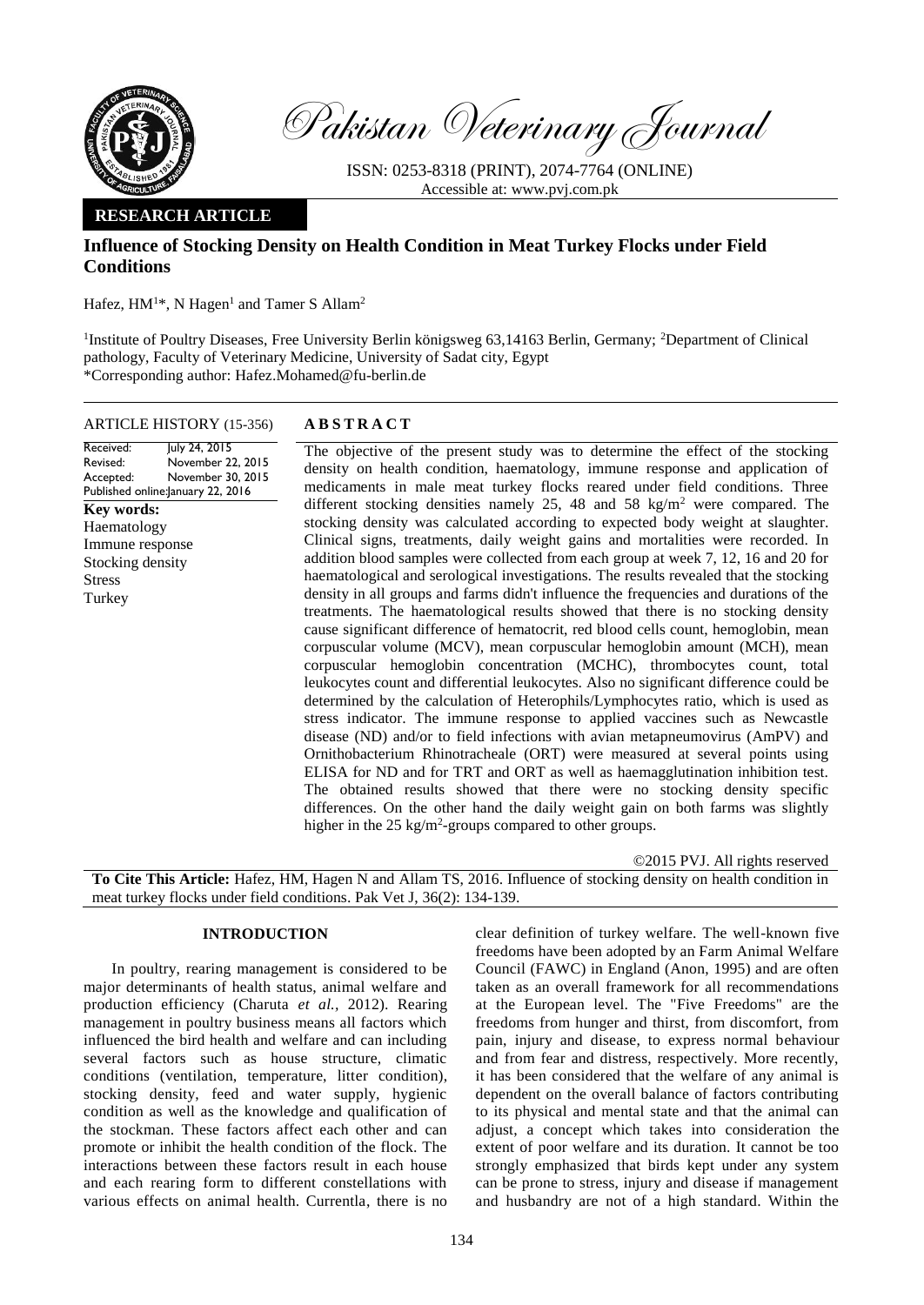Pakistan Veterinary Journal

ISSN: 0253-8318 (PRINT), 2074-7764 (ONLINE)
Accessible at: www.pvj.com.pk

**RESEARCH ARTICLE**

# Influence of Stocking Density on Health Condition in Meat Turkey Flocks under Field Conditions

Hafez, HM[1]*, N Hagen[1] and Tamer S Allam[2]

[1]Institute of Poultry Diseases, Free University Berlin königsweg 63,14163 Berlin, Germany; [2]Department of Clinical pathology, Faculty of Veterinary Medicine, University of Sadat city, Egypt
*Corresponding author: Hafez.Mohamed@fu-berlin.de

**ARTICLE HISTORY** (15-356)

Received: July 24, 2015
Revised: November 22, 2015
Accepted: November 30, 2015
Published online: January 22, 2016

**Key words:**
Haematology
Immune response
Stocking density
Stress
Turkey

## ABSTRACT

The objective of the present study was to determine the effect of the stocking density on health condition, haematology, immune response and application of medicaments in male meat turkey flocks reared under field conditions. Three different stocking densities namely 25, 48 and 58 kg/m$^2$ were compared. The stocking density was calculated according to expected body weight at slaughter. Clinical signs, treatments, daily weight gains and mortalities were recorded. In addition blood samples were collected from each group at week 7, 12, 16 and 20 for haematological and serological investigations. The results revealed that the stocking density in all groups and farms didn't influence the frequencies and durations of the treatments. The haematological results showed that there is no stocking density cause significant difference of hematocrit, red blood cells count, hemoglobin, mean corpuscular volume (MCV), mean corpuscular hemoglobin amount (MCH), mean corpuscular hemoglobin concentration (MCHC), thrombocytes count, total leukocytes count and differential leukocytes. Also no significant difference could be determined by the calculation of Heterophils/Lymphocytes ratio, which is used as stress indicator. The immune response to applied vaccines such as Newcastle disease (ND) and/or to field infections with avian metapneumovirus (AmPV) and Ornithobacterium Rhinotracheale (ORT) were measured at several points using ELISA for ND and for TRT and ORT as well as haemagglutination inhibition test. The obtained results showed that there were no stocking density specific differences. On the other hand the daily weight gain on both farms was slightly higher in the 25 kg/m$^2$-groups compared to other groups.

©2015 PVJ. All rights reserved

**To Cite This Article:** Hafez, HM, Hagen N and Allam TS, 2016. Influence of stocking density on health condition in meat turkey flocks under field conditions. Pak Vet J, 36(2): 134-139.

## INTRODUCTION

In poultry, rearing management is considered to be major determinants of health status, animal welfare and production efficiency (Charuta *et al.*, 2012). Rearing management in poultry business means all factors which influenced the bird health and welfare and can including several factors such as house structure, climatic conditions (ventilation, temperature, litter condition), stocking density, feed and water supply, hygienic condition as well as the knowledge and qualification of the stockman. These factors affect each other and can promote or inhibit the health condition of the flock. The interactions between these factors result in each house and each rearing form to different constellations with various effects on animal health. Currentla, there is no clear definition of turkey welfare. The well-known five freedoms have been adopted by an Farm Animal Welfare Council (FAWC) in England (Anon, 1995) and are often taken as an overall framework for all recommendations at the European level. The "Five Freedoms" are the freedoms from hunger and thirst, from discomfort, from pain, injury and disease, to express normal behaviour and from fear and distress, respectively. More recently, it has been considered that the welfare of any animal is dependent on the overall balance of factors contributing to its physical and mental state and that the animal can adjust, a concept which takes into consideration the extent of poor welfare and its duration. It cannot be too strongly emphasized that birds kept under any system can be prone to stress, injury and disease if management and husbandry are not of a high standard. Within the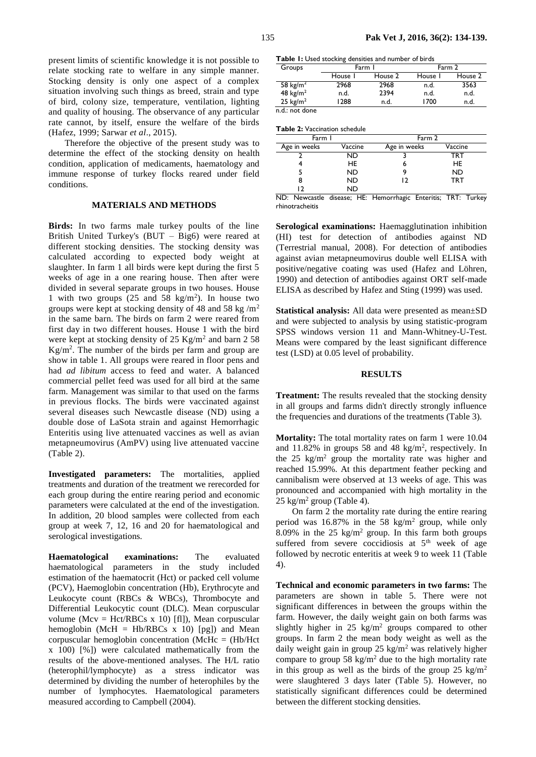present limits of scientific knowledge it is not possible to relate stocking rate to welfare in any simple manner. Stocking density is only one aspect of a complex situation involving such things as breed, strain and type of bird, colony size, temperature, ventilation, lighting and quality of housing. The observance of any particular rate cannot, by itself, ensure the welfare of the birds (Hafez, 1999; Sarwar *et al*., 2015).

Therefore the objective of the present study was to determine the effect of the stocking density on health condition, application of medicaments, haematology and immune response of turkey flocks reared under field conditions.

## MATERIALS AND METHODS

**Birds:** In two farms male turkey poults of the line British United Turkey's (BUT – Big6) were reared at different stocking densities. The stocking density was calculated according to expected body weight at slaughter. In farm 1 all birds were kept during the first 5 weeks of age in a one rearing house. Then after were divided in several separate groups in two houses. House 1 with two groups (25 and 58 kg/m$^2$). In house two groups were kept at stocking density of 48 and 58 kg /m$^2$ in the same barn. The birds on farm 2 were reared from first day in two different houses. House 1 with the bird were kept at stocking density of 25 Kg/m$^2$ and barn 2 58 Kg/m$^2$. The number of the birds per farm and group are show in table 1. All groups were reared in floor pens and had *ad libitum* access to feed and water. A balanced commercial pellet feed was used for all bird at the same farm. Management was similar to that used on the farms in previous flocks. The birds were vaccinated against several diseases such Newcastle disease (ND) using a double dose of LaSota strain and against Hemorrhagic Enteritis using live attenuated vaccines as well as avian metapneumovirus (AmPV) using live attenuated vaccine (Table 2).

**Investigated parameters:** The mortalities, applied treatments and duration of the treatment we rerecorded for each group during the entire rearing period and economic parameters were calculated at the end of the investigation. In addition, 20 blood samples were collected from each group at week 7, 12, 16 and 20 for haematological and serological investigations.

**Haematological examinations:** The evaluated haematological parameters in the study included estimation of the haematocrit (Hct) or packed cell volume (PCV), Haemoglobin concentration (Hb), Erythrocyte and Leukocyte count (RBCs & WBCs), Thrombocyte and Differential Leukocytic count (DLC). Mean corpuscular volume (Mcv = Hct/RBCs x 10) [fl]), Mean corpuscular hemoglobin (McH = Hb/RBCs x 10) [pg]) and Mean corpuscular hemoglobin concentration (McHc = (Hb/Hct x 100) [%]) were calculated mathematically from the results of the above-mentioned analyses. The H/L ratio (heterophil/lymphocyte) as a stress indicator was determined by dividing the number of heterophiles by the number of lymphocytes. Haematological parameters measured according to Campbell (2004).

**Table 1:** Used stocking densities and number of birds

| Groups | Farm 1 | | Farm 2 | |
|---|---|---|---|---|
| | House 1 | House 2 | House 1 | House 2 |
| 58 kg/m$^2$ | 2968 | 2968 | n.d. | 3563 |
| 48 kg/m$^2$ | n.d. | 2394 | n.d. | n.d. |
| 25 kg/m$^2$ | 1288 | n.d. | 1700 | n.d. |

n.d.: not done

**Table 2:** Vaccination schedule

| Farm 1 | | Farm 2 | |
|---|---|---|---|
| Age in weeks | Vaccine | Age in weeks | Vaccine |
| 2 | ND | 3 | TRT |
| 4 | HE | 6 | HE |
| 5 | ND | 9 | ND |
| 8 | ND | 12 | TRT |
| 12 | ND | | |

ND: Newcastle disease; HE: Hemorrhagic Enteritis; TRT: Turkey rhinotracheitis

**Serological examinations:** Haemagglutination inhibition (HI) test for detection of antibodies against ND (Terrestrial manual, 2008). For detection of antibodies against avian metapneumovirus double well ELISA with positive/negative coating was used (Hafez and Löhren, 1990) and detection of antibodies against ORT self-made ELISA as described by Hafez and Sting (1999) was used.

**Statistical analysis:** All data were presented as mean±SD and were subjected to analysis by using statistic-program SPSS windows version 11 and Mann-Whitney-U-Test. Means were compared by the least significant difference test (LSD) at 0.05 level of probability.

## RESULTS

**Treatment:** The results revealed that the stocking density in all groups and farms didn't directly strongly influence the frequencies and durations of the treatments (Table 3).

**Mortality:** The total mortality rates on farm 1 were 10.04 and 11.82% in groups 58 and 48 kg/m$^2$, respectively. In the 25 kg/m$^2$ group the mortality rate was higher and reached 15.99%. At this department feather pecking and cannibalism were observed at 13 weeks of age. This was pronounced and accompanied with high mortality in the 25 kg/m$^2$ group (Table 4).

On farm 2 the mortality rate during the entire rearing period was 16.87% in the 58 kg/m$^2$ group, while only 8.09% in the 25 kg/m$^2$ group. In this farm both groups suffered from severe coccidiosis at 5$^{th}$ week of age followed by necrotic enteritis at week 9 to week 11 (Table 4).

**Technical and economic parameters in two farms:** The parameters are shown in table 5. There were not significant differences in between the groups within the farm. However, the daily weight gain on both farms was slightly higher in 25 kg/m$^2$ groups compared to other groups. In farm 2 the mean body weight as well as the daily weight gain in group 25 kg/m$^2$ was relatively higher compare to group 58 kg/m$^2$ due to the high mortality rate in this group as well as the birds of the group 25 kg/m$^2$ were slaughtered 3 days later (Table 5). However, no statistically significant differences could be determined between the different stocking densities.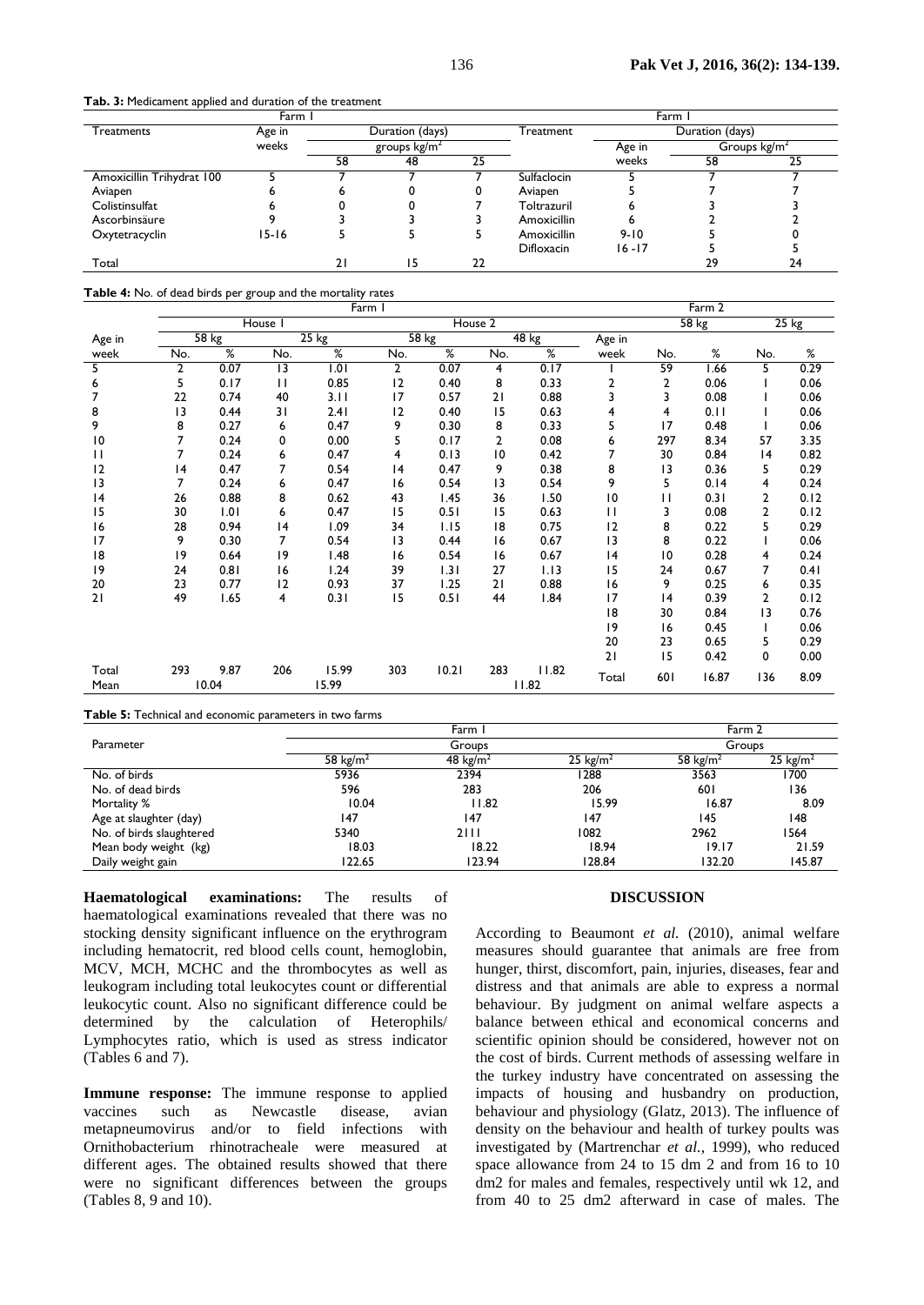**Tab. 3:** Medicament applied and duration of the treatment

| Farm 1 | | | | | Farm 1 | | | |
|---|---|---|---|---|---|---|---|---|
| Treatments | Age in weeks | Duration (days) groups kg/m² | | | Treatment | Duration (days) | | |
| | | 58 | 48 | 25 | | Age in weeks | Groups kg/m² 58 | 25 |
| Amoxicillin Trihydrat 100 | 5 | 7 | 7 | 7 | Sulfaclocin | 5 | 7 | 7 |
| Aviapen | 6 | 6 | 0 | 0 | Aviapen | 5 | 7 | 7 |
| Colistinsulfat | 6 | 0 | 0 | 7 | Toltrazuril | 6 | 3 | 3 |
| Ascorbinsäure | 9 | 3 | 3 | 3 | Amoxicillin | 6 | 2 | 2 |
| Oxytetracyclin | 15-16 | 5 | 5 | 5 | Amoxicillin | 9-10 | 5 | 0 |
| | | | | | Difloxacin | 16 -17 | 5 | 5 |
| Total | | 21 | 15 | 22 | | | 29 | 24 |

**Table 4:** No. of dead birds per group and the mortality rates

| | Farm 1 | | | | | | | | | Farm 2 | | | |
|---|---|---|---|---|---|---|---|---|---|---|---|---|---|
| | House 1 | | | | House 2 | | | | | | | | |
| Age in week | 58 kg No. | % | 25 kg No. | % | 58 kg No. | % | 48 kg No. | % | Age in week | 58 kg No. | % | 25 kg No. | % |
| 5 | 2 | 0.07 | 13 | 1.01 | 2 | 0.07 | 4 | 0.17 | 1 | 59 | 1.66 | 5 | 0.29 |
| 6 | 5 | 0.17 | 11 | 0.85 | 12 | 0.40 | 8 | 0.33 | 2 | 2 | 0.06 | 1 | 0.06 |
| 7 | 22 | 0.74 | 40 | 3.11 | 17 | 0.57 | 21 | 0.88 | 3 | 3 | 0.08 | 1 | 0.06 |
| 8 | 13 | 0.44 | 31 | 2.41 | 12 | 0.40 | 15 | 0.63 | 4 | 4 | 0.11 | 1 | 0.06 |
| 9 | 8 | 0.27 | 6 | 0.47 | 9 | 0.30 | 8 | 0.33 | 5 | 17 | 0.48 | 1 | 0.06 |
| 10 | 7 | 0.24 | 0 | 0.00 | 5 | 0.17 | 2 | 0.08 | 6 | 297 | 8.34 | 57 | 3.35 |
| 11 | 7 | 0.24 | 6 | 0.47 | 4 | 0.13 | 10 | 0.42 | 7 | 30 | 0.84 | 14 | 0.82 |
| 12 | 14 | 0.47 | 7 | 0.54 | 14 | 0.47 | 9 | 0.38 | 8 | 13 | 0.36 | 5 | 0.29 |
| 13 | 7 | 0.24 | 6 | 0.47 | 16 | 0.54 | 13 | 0.54 | 9 | 5 | 0.14 | 4 | 0.24 |
| 14 | 26 | 0.88 | 8 | 0.62 | 43 | 1.45 | 36 | 1.50 | 10 | 11 | 0.31 | 2 | 0.12 |
| 15 | 30 | 1.01 | 6 | 0.47 | 15 | 0.51 | 15 | 0.63 | 11 | 3 | 0.08 | 2 | 0.12 |
| 16 | 28 | 0.94 | 14 | 1.09 | 34 | 1.15 | 18 | 0.75 | 12 | 8 | 0.22 | 5 | 0.29 |
| 17 | 9 | 0.30 | 7 | 0.54 | 13 | 0.44 | 16 | 0.67 | 13 | 8 | 0.22 | 1 | 0.06 |
| 18 | 19 | 0.64 | 19 | 1.48 | 16 | 0.54 | 16 | 0.67 | 14 | 10 | 0.28 | 4 | 0.24 |
| 19 | 24 | 0.81 | 16 | 1.24 | 39 | 1.31 | 27 | 1.13 | 15 | 24 | 0.67 | 7 | 0.41 |
| 20 | 23 | 0.77 | 12 | 0.93 | 37 | 1.25 | 21 | 0.88 | 16 | 9 | 0.25 | 6 | 0.35 |
| 21 | 49 | 1.65 | 4 | 0.31 | 15 | 0.51 | 44 | 1.84 | 17 | 14 | 0.39 | 2 | 0.12 |
| | | | | | | | | | 18 | 30 | 0.84 | 13 | 0.76 |
| | | | | | | | | | 19 | 16 | 0.45 | 1 | 0.06 |
| | | | | | | | | | 20 | 23 | 0.65 | 5 | 0.29 |
| | | | | | | | | | 21 | 15 | 0.42 | 0 | 0.00 |
| Total | 293 | 9.87 | 206 | 15.99 | 303 | 10.21 | 283 | 11.82 | Total | 601 | 16.87 | 136 | 8.09 |
| Mean | 10.04 | | 15.99 | | | | 11.82 | | | | | | |

**Table 5:** Technical and economic parameters in two farms

| Parameter | Farm 1 Groups | | | Farm 2 Groups | |
|---|---|---|---|---|---|
| | 58 kg/m² | 48 kg/m² | 25 kg/m² | 58 kg/m² | 25 kg/m² |
| No. of birds | 5936 | 2394 | 1288 | 3563 | 1700 |
| No. of dead birds | 596 | 283 | 206 | 601 | 136 |
| Mortality % | 10.04 | 11.82 | 15.99 | 16.87 | 8.09 |
| Age at slaughter (day) | 147 | 147 | 147 | 145 | 148 |
| No. of birds slaughtered | 5340 | 2111 | 1082 | 2962 | 1564 |
| Mean body weight (kg) | 18.03 | 18.22 | 18.94 | 19.17 | 21.59 |
| Daily weight gain | 122.65 | 123.94 | 128.84 | 132.20 | 145.87 |

**Haematological examinations:** The results of haematological examinations revealed that there was no stocking density significant influence on the erythrogram including hematocrit, red blood cells count, hemoglobin, MCV, MCH, MCHC and the thrombocytes as well as leukogram including total leukocytes count or differential leukocytic count. Also no significant difference could be determined by the calculation of Heterophils/ Lymphocytes ratio, which is used as stress indicator (Tables 6 and 7).

**Immune response:** The immune response to applied vaccines such as Newcastle disease, avian metapneumovirus and/or to field infections with Ornithobacterium rhinotracheale were measured at different ages. The obtained results showed that there were no significant differences between the groups (Tables 8, 9 and 10).

## DISCUSSION

According to Beaumont *et al.* (2010), animal welfare measures should guarantee that animals are free from hunger, thirst, discomfort, pain, injuries, diseases, fear and distress and that animals are able to express a normal behaviour. By judgment on animal welfare aspects a balance between ethical and economical concerns and scientific opinion should be considered, however not on the cost of birds. Current methods of assessing welfare in the turkey industry have concentrated on assessing the impacts of housing and husbandry on production, behaviour and physiology (Glatz, 2013). The influence of density on the behaviour and health of turkey poults was investigated by (Martrenchar *et al.,* 1999), who reduced space allowance from 24 to 15 dm 2 and from 16 to 10 dm2 for males and females, respectively until wk 12, and from 40 to 25 dm2 afterward in case of males. The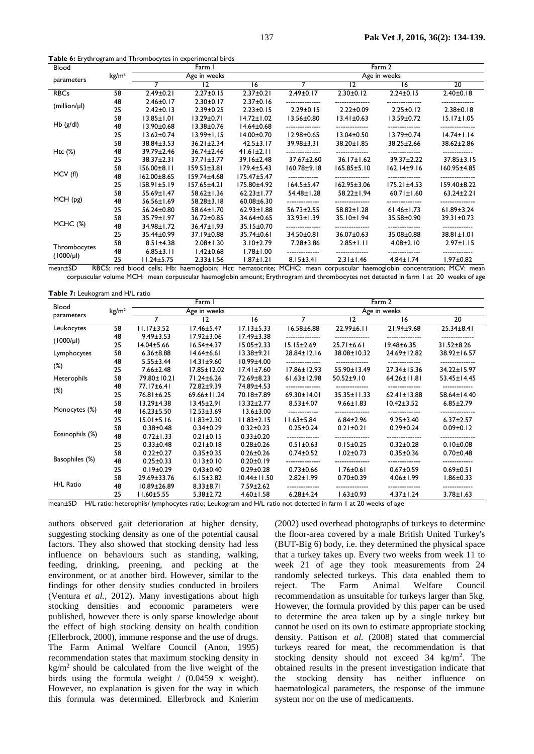**Table 6:** Erythrogram and Thrombocytes in experimental birds

| Blood parameters | kg/m² | Farm 1 | | | Farm 2 | | | |
|---|---|---|---|---|---|---|---|---|
| | | Age in weeks | | | Age in weeks | | | |
| | | 7 | 12 | 16 | 7 | 12 | 16 | 20 |
| RBCs | 58 | 2.49±0.21 | 2.27±0.15 | 2.37±0.21 | 2.49±0.17 | 2.30±0.12 | 2.24±0.15 | 2.40±0.18 |
| (million/µl) | 48 | 2.46±0.17 | 2.30±0.17 | 2.37±0.16 | --------------- | --------------- | --------------- | -------------- |
| | 25 | 2.42±0.13 | 2.39±0.25 | 2.23±0.15 | 2.29±0.15 | 2.22±0.09 | 2.25±0.12 | 2.38±0.18 |
| Hb (g/dl) | 58 | 13.85±1.01 | 13.29±0.71 | 14.72±1.02 | 13.56±0.80 | 13.41±0.63 | 13.59±0.72 | 15.17±1.05 |
| | 48 | 13.90±0.68 | 13.38±0.76 | 14.64±0.68 | --------------- | -------------- | -------------- | --------------- |
| | 25 | 13.62±0.74 | 13.99±1.15 | 14.00±0.70 | 12.98±0.65 | 13.04±0.50 | 13.79±0.74 | 14.74±1.14 |
| Htc (%) | 58 | 38.84±3.53 | 36.21±2.34 | 42.5±3.17 | 39.98±3.31 | 38.20±1.85 | 38.25±2.66 | 38.62±2.86 |
| | 48 | 39.79±2.46 | 36.74±2.46 | 41.61±2.11 | --------------- | -------------- | -------------- | ------------- |
| | 25 | 38.37±2.31 | 37.71±3.77 | 39.16±2.48 | 37.67±2.60 | 36.17±1.62 | 39.37±2.22 | 37.85±3.15 |
| MCV (fl) | 58 | 156.00±8.11 | 159.53±3.81 | 179.4±5.43 | 160.78±9.18 | 165.85±5.10 | 162.14±9.16 | 160.95±4.85 |
| | 48 | 162.00±8.65 | 159.74±4.68 | 175.47±5.47 | ------------- | --------------- | -------------- | --------------- |
| | 25 | 158.91±5.19 | 157.65±4.21 | 175.80±4.92 | 164.5±5.47 | 162.95±3.06 | 175.21±4.53 | 159.40±8.22 |
| MCH (pg) | 58 | 55.69±1.47 | 58.62±1.36 | 62.23±1.77 | 54.48±1.28 | 58.22±1.94 | 60.71±1.60 | 63.24±2.21 |
| | 48 | 56.56±1.69 | 58.28±3.18 | 60.08±6.30 | -------------- | --------------- | --------------- | --------------- |
| | 25 | 56.24±0.80 | 58.64±1.70 | 62.93±1.88 | 56.73±2.55 | 58.82±1.28 | 61.46±1.73 | 61.89±3.24 |
| MCHC (%) | 58 | 35.79±1.97 | 36.72±0.85 | 34.64±0.65 | 33.93±1.39 | 35.10±1.94 | 35.58±0.90 | 39.31±0.73 |
| | 48 | 34.98±1.72 | 36.47±1.93 | 35.15±0.70 | --------------- | --------------- | -------------- | ------------- |
| | 25 | 35.44±0.99 | 37.19±0.88 | 35.74±0.61 | 34.50±0.81 | 36.07±0.63 | 35.08±0.88 | 38.81±1.01 |
| Thrombocytes | 58 | 8.51±4.38 | 2.08±1.30 | 3.10±2.79 | 7.28±3.86 | 2.85±1.11 | 4.08±2.10 | 2.97±1.15 |
| (1000/µl) | 48 | 6.85±3.11 | 1.42±0.68 | 1.78±1.00 | -------------- | -------------- | -------------- | ------------- |
| | 25 | 11.24±5.75 | 2.33±1.56 | 1.87±1.21 | 8.15±3.41 | 2.31±1.46 | 4.84±1.74 | 1.97±0.82 |

mean±SD RBCS: red blood cells; Hb: haemoglobin; Hct: hematocrite; MCHC: mean corpuscular haemoglobin concentration; MCV: mean corpuscular volume MCH: mean corpuscular haemoglobin amount; Erythrogram and thrombocytes not detected in farm 1 at 20 weeks of age

**Table 7:** Leukogram and H/L ratio

| Blood parameters | kg/m² | Farm 1 | | | Farm 2 | | | |
|---|---|---|---|---|---|---|---|---|
| | | Age in weeks | | | Age in weeks | | | |
| | | 7 | 12 | 16 | 7 | 12 | 16 | 20 |
| Leukocytes | 58 | 11.17±3.52 | 17.46±5.47 | 17.13±5.33 | 16.58±6.88 | 22.99±6.11 | 21.94±9.68 | 25.34±8.41 |
| (1000/µl) | 48 | 9.49±3.53 | 17.92±3.06 | 17.49±3.38 | --------------- | --------------- | --------------- | -------------- |
| | 25 | 14.04±5.66 | 16.54±4.37 | 15.05±2.33 | 15.15±2.69 | 25.71±6.61 | 19.48±6.35 | 31.52±8.26 |
| Lymphocytes | 58 | 6.36±8.88 | 14.64±6.61 | 13.38±9.21 | 28.84±12.16 | 38.08±10.32 | 24.69±12.82 | 38.92±16.57 |
| (%) | 48 | 5.55±3.44 | 14.31±9.60 | 10.99±4.00 | --------------- | -------------- | -------------- | --------------- |
| | 25 | 7.66±2.48 | 17.85±12.02 | 17.41±7.60 | 17.86±12.93 | 55.90±13.49 | 27.34±15.36 | 34.22±15.97 |
| Heterophils | 58 | 79.80±10.21 | 71.24±6.26 | 72.69±8.23 | 61.63±12.98 | 50.52±9.10 | 64.26±11.81 | 53.45±14.45 |
| (%) | 48 | 77.17±6.41 | 72.82±9.39 | 74.89±4.53 | --------------- | -------------- | -------------- | ------------- |
| | 25 | 76.81±6.25 | 69.66±11.24 | 70.18±7.89 | 69.30±14.01 | 35.35±11.33 | 62.41±13.88 | 58.64±14.40 |
| Monocytes (%) | 58 | 13.29±4.38 | 13.45±2.91 | 13.32±2.77 | 8.53±4.07 | 9.66±1.83 | 10.42±3.52 | 6.85±2.79 |
| | 48 | 16.23±5.50 | 12.53±3.69 | 13.6±3.00 | ------------- | --------------- | -------------- | --------------- |
| | 25 | 15.01±5.16 | 11.83±2.30 | 11.83±2.15 | 11.63±5.84 | 6.84±2.96 | 9.25±3.40 | 6.37±2.57 |
| Eosinophils (%) | 58 | 0.38±0.48 | 0.34±0.29 | 0.32±0.23 | 0.25±0.24 | 0.21±0.21 | 0.29±0.24 | 0.09±0.12 |
| | 48 | 0.72±1.33 | 0.21±0.15 | 0.33±0.20 | -------------- | --------------- | --------------- | --------------- |
| | 25 | 0.33±0.48 | 0.21±0.18 | 0.28±0.26 | 0.51±0.63 | 0.15±0.25 | 0.32±0.28 | 0.10±0.08 |
| Basophiles (%) | 58 | 0.22±0.27 | 0.35±0.35 | 0.26±0.26 | 0.74±0.52 | 1.02±0.73 | 0.35±0.36 | 0.70±0.48 |
| | 48 | 0.25±0.33 | 0.13±0.10 | 0.20±0.19 | --------------- | --------------- | -------------- | ------------- |
| | 25 | 0.19±0.29 | 0,43±0.40 | 0.29±0.28 | 0.73±0.66 | 1.76±0.61 | 0.67±0.59 | 0.69±0.51 |
| H/L Ratio | 58 | 29.69±33.76 | 6.15±3.82 | 10.44±11.50 | 2.82±1.99 | 0.70±0.39 | 4.06±1.99 | 1.86±0.33 |
| | 48 | 10.89±26.89 | 8.33±8.71 | 7.59±2.62 | -------------- | -------------- | -------------- | ------------- |
| | 25 | 11.60±5.55 | 5.38±2.72 | 4.60±1.58 | 6.28±4.24 | 1.63±0.93 | 4.37±1.24 | 3.78±1.63 |

mean±SD H/L ratio: heterophils/ lymphocytes ratio; Leukogram and H/L ratio not detected in farm 1 at 20 weeks of age

authors observed gait deterioration at higher density, suggesting stocking density as one of the potential causal factors. They also showed that stocking density had less influence on behaviours such as standing, walking, feeding, drinking, preening, and pecking at the environment, or at another bird. However, similar to the findings for other density studies conducted in broilers (Ventura *et al.*, 2012). Many investigations about high stocking densities and economic parameters were published, however there is only sparse knowledge about the effect of high stocking density on health condition (Ellerbrock, 2000), immune response and the use of drugs. The Farm Animal Welfare Council (Anon, 1995) recommendation states that maximum stocking density in kg/m² should be calculated from the live weight of the birds using the formula weight / (0.0459 x weight). However, no explanation is given for the way in which this formula was determined. Ellerbrock and Knierim (2002) used overhead photographs of turkeys to determine the floor-area covered by a male British United Turkey's (BUT-Big 6) body, i.e. they determined the physical space that a turkey takes up. Every two weeks from week 11 to week 21 of age they took measurements from 24 randomly selected turkeys. This data enabled them to reject. The Farm Animal Welfare Council recommendation as unsuitable for turkeys larger than 5kg. However, the formula provided by this paper can be used to determine the area taken up by a single turkey but cannot be used on its own to estimate appropriate stocking density. Pattison *et al.* (2008) stated that commercial turkeys reared for meat, the recommendation is that stocking density should not exceed 34 kg/m². The obtained results in the present investigation indicate that the stocking density has neither influence on haematological parameters, the response of the immune system nor on the use of medicaments.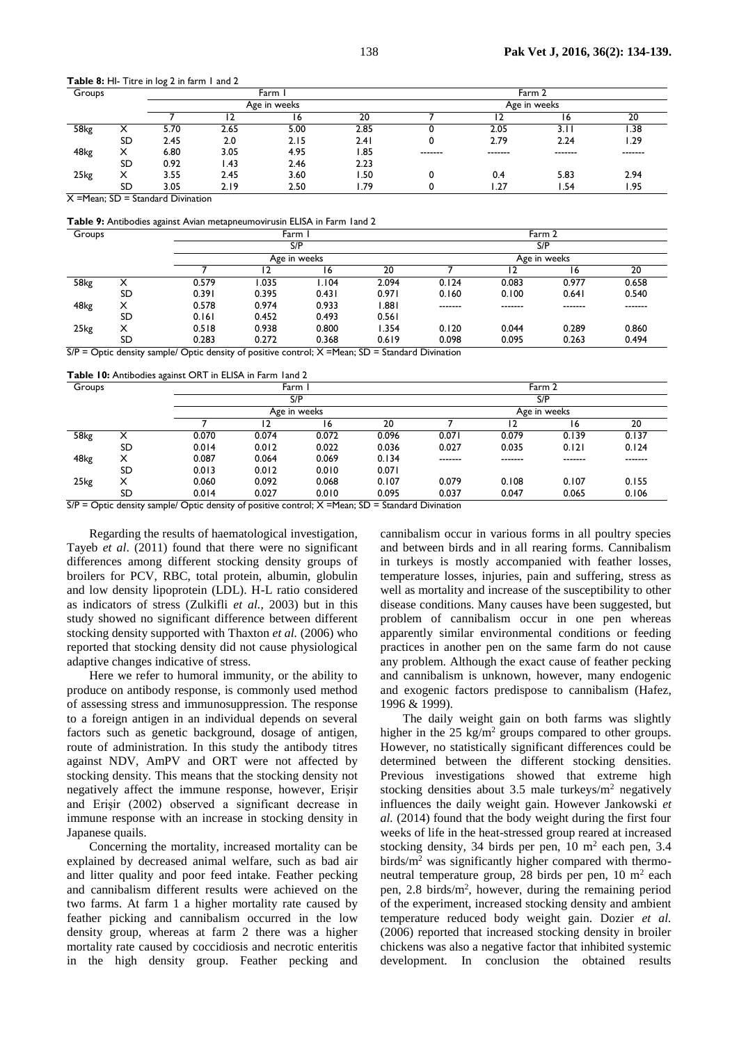**Table 8:** HI- Titre in log 2 in farm 1 and 2

| Groups | | Farm 1 | | | | Farm 2 | | | |
|---|---|---|---|---|---|---|---|---|---|
| | | Age in weeks | | | | Age in weeks | | | |
| | | 7 | 12 | 16 | 20 | 7 | 12 | 16 | 20 |
| 58kg | X | 5.70 | 2.65 | 5.00 | 2.85 | 0 | 2.05 | 3.11 | 1.38 |
| | SD | 2.45 | 2.0 | 2.15 | 2.41 | 0 | 2.79 | 2.24 | 1.29 |
| 48kg | X | 6.80 | 3.05 | 4.95 | 1.85 | ------- | ------- | ------- | ------- |
| | SD | 0.92 | 1.43 | 2.46 | 2.23 | | | | |
| 25kg | X | 3.55 | 2.45 | 3.60 | 1.50 | 0 | 0.4 | 5.83 | 2.94 |
| | SD | 3.05 | 2.19 | 2.50 | 1.79 | 0 | 1.27 | 1.54 | 1.95 |

X =Mean; SD = Standard Divination

**Table 9:** Antibodies against Avian metapneumovirusin ELISA in Farm 1and 2

| Groups | | Farm 1 | | | | Farm 2 | | | |
|---|---|---|---|---|---|---|---|---|---|
| | | S/P | | | | S/P | | | |
| | | Age in weeks | | | | Age in weeks | | | |
| | | 7 | 12 | 16 | 20 | 7 | 12 | 16 | 20 |
| 58kg | X | 0.579 | 1.035 | 1.104 | 2.094 | 0.124 | 0.083 | 0.977 | 0.658 |
| | SD | 0.391 | 0.395 | 0.431 | 0.971 | 0.160 | 0.100 | 0.641 | 0.540 |
| 48kg | X | 0.578 | 0.974 | 0.933 | 1.881 | ------- | ------- | ------- | ------- |
| | SD | 0.161 | 0.452 | 0.493 | 0.561 | | | | |
| 25kg | X | 0.518 | 0.938 | 0.800 | 1.354 | 0.120 | 0.044 | 0.289 | 0.860 |
| | SD | 0.283 | 0.272 | 0.368 | 0.619 | 0.098 | 0.095 | 0.263 | 0.494 |

S/P = Optic density sample/ Optic density of positive control; X =Mean; SD = Standard Divination

**Table 10:** Antibodies against ORT in ELISA in Farm 1and 2

| Groups | | Farm 1 | | | | Farm 2 | | | |
|---|---|---|---|---|---|---|---|---|---|
| | | S/P | | | | S/P | | | |
| | | Age in weeks | | | | Age in weeks | | | |
| | | 7 | 12 | 16 | 20 | 7 | 12 | 16 | 20 |
| 58kg | X | 0.070 | 0.074 | 0.072 | 0.096 | 0.071 | 0.079 | 0.139 | 0.137 |
| | SD | 0.014 | 0.012 | 0.022 | 0.036 | 0.027 | 0.035 | 0.121 | 0.124 |
| 48kg | X | 0.087 | 0.064 | 0.069 | 0.134 | ------- | ------- | ------- | ------- |
| | SD | 0.013 | 0.012 | 0.010 | 0.071 | | | | |
| 25kg | X | 0.060 | 0.092 | 0.068 | 0.107 | 0.079 | 0.108 | 0.107 | 0.155 |
| | SD | 0.014 | 0.027 | 0.010 | 0.095 | 0.037 | 0.047 | 0.065 | 0.106 |

S/P = Optic density sample/ Optic density of positive control; X =Mean; SD = Standard Divination

Regarding the results of haematological investigation, Tayeb *et al*. (2011) found that there were no significant differences among different stocking density groups of broilers for PCV, RBC, total protein, albumin, globulin and low density lipoprotein (LDL). H-L ratio considered as indicators of stress (Zulkifli *et al.,* 2003) but in this study showed no significant difference between different stocking density supported with Thaxton *et al.* (2006) who reported that stocking density did not cause physiological adaptive changes indicative of stress.

Here we refer to humoral immunity, or the ability to produce on antibody response, is commonly used method of assessing stress and immunosuppression. The response to a foreign antigen in an individual depends on several factors such as genetic background, dosage of antigen, route of administration. In this study the antibody titres against NDV, AmPV and ORT were not affected by stocking density. This means that the stocking density not negatively affect the immune response, however, Erişir and Erişir (2002) observed a significant decrease in immune response with an increase in stocking density in Japanese quails.

Concerning the mortality, increased mortality can be explained by decreased animal welfare, such as bad air and litter quality and poor feed intake. Feather pecking and cannibalism different results were achieved on the two farms. At farm 1 a higher mortality rate caused by feather picking and cannibalism occurred in the low density group, whereas at farm 2 there was a higher mortality rate caused by coccidiosis and necrotic enteritis in the high density group. Feather pecking and cannibalism occur in various forms in all poultry species and between birds and in all rearing forms. Cannibalism in turkeys is mostly accompanied with feather losses, temperature losses, injuries, pain and suffering, stress as well as mortality and increase of the susceptibility to other disease conditions. Many causes have been suggested, but problem of cannibalism occur in one pen whereas apparently similar environmental conditions or feeding practices in another pen on the same farm do not cause any problem. Although the exact cause of feather pecking and cannibalism is unknown, however, many endogenic and exogenic factors predispose to cannibalism (Hafez, 1996 & 1999).

The daily weight gain on both farms was slightly higher in the 25 $kg/m^2$ groups compared to other groups. However, no statistically significant differences could be determined between the different stocking densities. Previous investigations showed that extreme high stocking densities about 3.5 male turkeys/$m^2$ negatively influences the daily weight gain. However Jankowski *et al.* (2014) found that the body weight during the first four weeks of life in the heat-stressed group reared at increased stocking density, 34 birds per pen, 10 $m^2$ each pen, 3.4 birds/$m^2$ was significantly higher compared with thermo-neutral temperature group, 28 birds per pen, 10 $m^2$ each pen, 2.8 birds/$m^2$, however, during the remaining period of the experiment, increased stocking density and ambient temperature reduced body weight gain. Dozier *et al.* (2006) reported that increased stocking density in broiler chickens was also a negative factor that inhibited systemic development. In conclusion the obtained results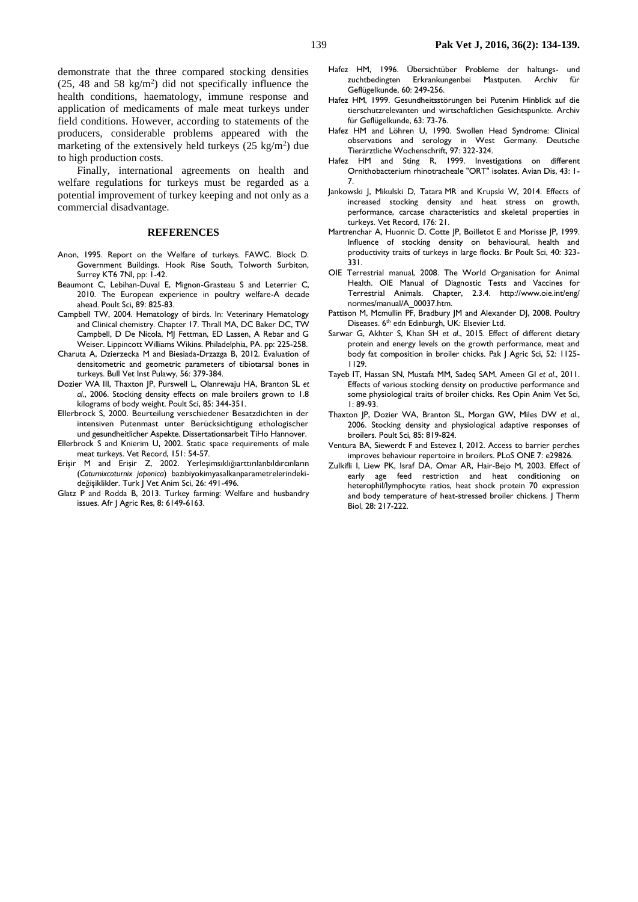demonstrate that the three compared stocking densities (25, 48 and 58 kg/m$^2$) did not specifically influence the health conditions, haematology, immune response and application of medicaments of male meat turkeys under field conditions. However, according to statements of the producers, considerable problems appeared with the marketing of the extensively held turkeys (25 kg/m$^2$) due to high production costs.

Finally, international agreements on health and welfare regulations for turkeys must be regarded as a potential improvement of turkey keeping and not only as a commercial disadvantage.

## REFERENCES

Anon, 1995. Report on the Welfare of turkeys. FAWC. Block D. Government Buildings. Hook Rise South, Tolworth Surbiton, Surrey KT6 7Nl, pp: 1-42.

Beaumont C, Lebihan-Duval E, Mignon-Grasteau S and Leterrier C, 2010. The European experience in poultry welfare-A decade ahead. Poult Sci, 89: 825-83.

Campbell TW, 2004. Hematology of birds. In: Veterinary Hematology and Clinical chemistry. Chapter 17. Thrall MA, DC Baker DC, TW Campbell, D De Nicola, MJ Fettman, ED Lassen, A Rebar and G Weiser. Lippincott Williams Wikins. Philadelphia, PA. pp: 225-258.

Charuta A, Dzierzecka M and Biesiada-Drzazga B, 2012. Evaluation of densitometric and geometric parameters of tibiotarsal bones in turkeys. Bull Vet Inst Pulawy, 56: 379-384.

Dozier WA III, Thaxton JP, Purswell L, Olanrewaju HA, Branton SL *et al*., 2006. Stocking density effects on male broilers grown to 1.8 kilograms of body weight. Poult Sci, 85: 344-351.

Ellerbrock S, 2000. Beurteilung verschiedener Besatzdichten in der intensiven Putenmast unter Berücksichtigung ethologischer und gesundheitlicher Aspekte. Dissertationsarbeit TiHo Hannover.

Ellerbrock S and Knierim U, 2002. Static space requirements of male meat turkeys. Vet Record, 151: 54-57.

Erişir M and Erişir Z, 2002. Yerleşimsıklığıarttırılanbıldırcınların (*Coturnixcoturnix japonica*) bazıbiyokimyasalkanparametrelerindeki-değişiklikler. Turk J Vet Anim Sci, 26: 491-496.

Glatz P and Rodda B, 2013. Turkey farming: Welfare and husbandry issues. Afr J Agric Res, 8: 6149-6163.

Hafez HM, 1996. Übersichtüber Probleme der haltungs- und zuchtbedingten Erkrankungenbei Mastputen. Archiv für Geflügelkunde, 60: 249-256.

Hafez HM, 1999. Gesundheitsstörungen bei Putenim Hinblick auf die tierschutzrelevanten und wirtschaftlichen Gesichtspunkte. Archiv für Geflügelkunde, 63: 73-76.

Hafez HM and Löhren U, 1990. Swollen Head Syndrome: Clinical observations and serology in West Germany. Deutsche Tierärztliche Wochenschrift, 97: 322-324.

Hafez HM and Sting R, 1999. Investigations on different Ornithobacterium rhinotracheale "ORT" isolates. Avian Dis, 43: 1-7.

Jankowski J, Mikulski D, Tatara MR and Krupski W, 2014. Effects of increased stocking density and heat stress on growth, performance, carcase characteristics and skeletal properties in turkeys. Vet Record, 176: 21.

Martrenchar A, Huonnic D, Cotte JP, Boilletot E and Morisse JP, 1999. Influence of stocking density on behavioural, health and productivity traits of turkeys in large flocks. Br Poult Sci, 40: 323-331.

OIE Terrestrial manual, 2008. The World Organisation for Animal Health. OIE Manual of Diagnostic Tests and Vaccines for Terrestrial Animals. Chapter, 2.3.4. http://www.oie.int/eng/normes/manual/A_00037.htm.

Pattison M, Mcmullin PF, Bradbury JM and Alexander DJ, 2008. Poultry Diseases. 6th edn Edinburgh, UK: Elsevier Ltd.

Sarwar G, Akhter S, Khan SH *et al*., 2015. Effect of different dietary protein and energy levels on the growth performance, meat and body fat composition in broiler chicks. Pak J Agric Sci, 52: 1125-1129.

Tayeb IT, Hassan SN, Mustafa MM, Sadeq SAM, Ameen GI *et al*., 2011. Effects of various stocking density on productive performance and some physiological traits of broiler chicks. Res Opin Anim Vet Sci, 1: 89-93.

Thaxton JP, Dozier WA, Branton SL, Morgan GW, Miles DW *et al*., 2006. Stocking density and physiological adaptive responses of broilers. Poult Sci, 85: 819-824.

Ventura BA, Siewerdt F and Estevez I, 2012. Access to barrier perches improves behaviour repertoire in broilers. PLoS ONE 7: e29826.

Zulkifli I, Liew PK, Israf DA, Omar AR, Hair-Bejo M, 2003. Effect of early age feed restriction and heat conditioning on heterophil/lymphocyte ratios, heat shock protein 70 expression and body temperature of heat-stressed broiler chickens. J Therm Biol, 28: 217-222.